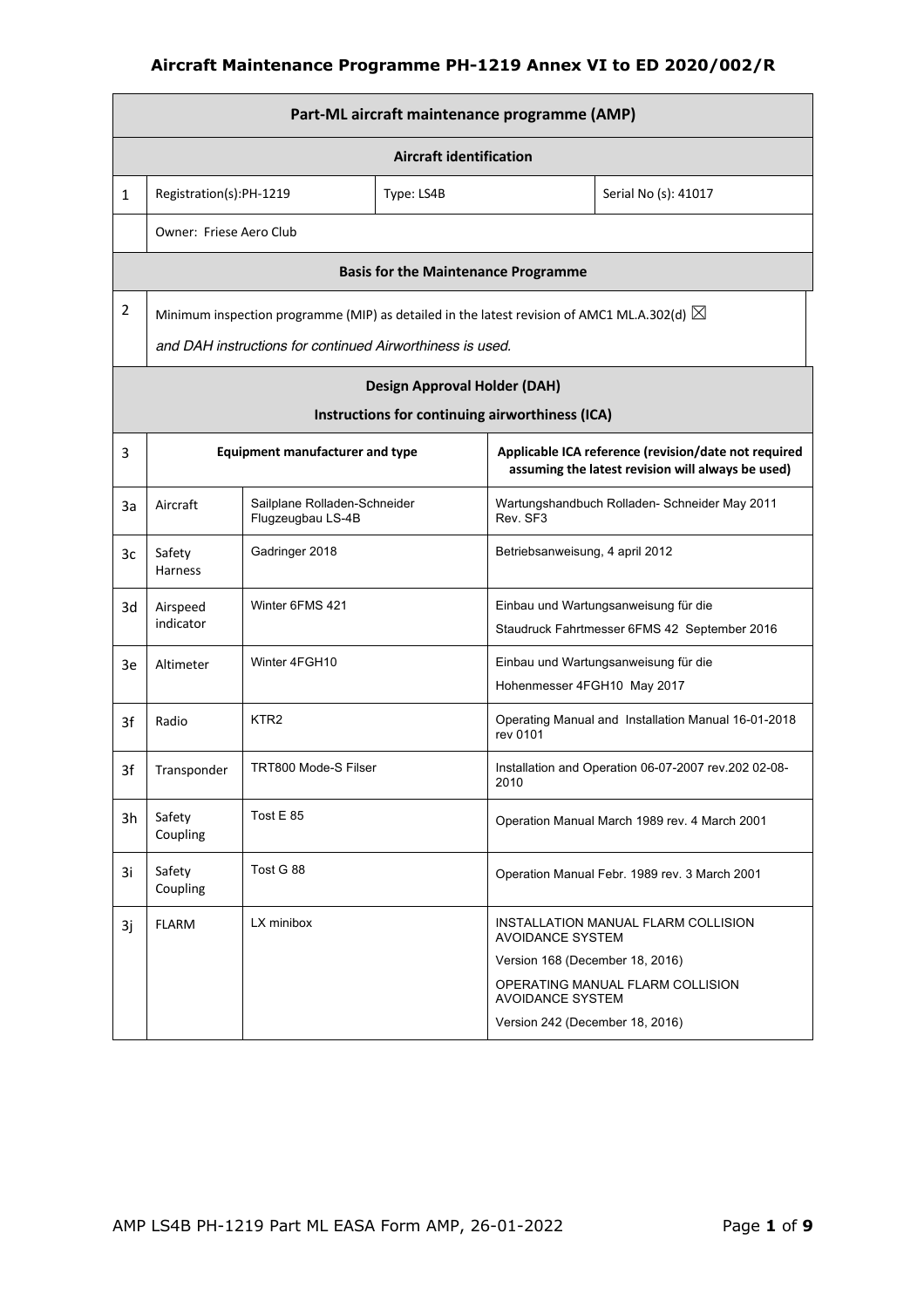# Aircraft Maintenance Programme PH-1219 Annex VI to ED 2020/002/R

| Part-ML aircraft maintenance programme (AMP) | | | | |
|---|---|---|---|---|
| **Aircraft identification** | | | | |
| 1 | Registration(s):PH-1219 | Type: LS4B | | Serial No (s): 41017 |
| | Owner: Friese Aero Club | | | |
| **Basis for the Maintenance Programme** | | | | |
| 2 | Minimum inspection programme (MIP) as detailed in the latest revision of AMC1 ML.A.302(d) ☒<br>*and DAH instructions for continued Airworthiness is used.* | | | |
| **Design Approval Holder (DAH)<br>Instructions for continuing airworthiness (ICA)** | | | | |
| 3 | **Equipment manufacturer and type** | | **Applicable ICA reference (revision/date not required assuming the latest revision will always be used)** | |
| 3a | Aircraft | Sailplane Rolladen-Schneider Flugzeugbau LS-4B | Wartungshandbuch Rolladen- Schneider May 2011 Rev. SF3 | |
| 3c | Safety Harness | Gadringer 2018 | Betriebsanweisung, 4 april 2012 | |
| 3d | Airspeed indicator | Winter 6FMS 421 | Einbau und Wartungsanweisung für die<br>Staudruck Fahrtmesser 6FMS 42 September 2016 | |
| 3e | Altimeter | Winter 4FGH10 | Einbau und Wartungsanweisung für die<br>Hohenmesser 4FGH10 May 2017 | |
| 3f | Radio | KTR2 | Operating Manual and Installation Manual 16-01-2018 rev 0101 | |
| 3f | Transponder | TRT800 Mode-S Filser | Installation and Operation 06-07-2007 rev.202 02-08-2010 | |
| 3h | Safety Coupling | Tost E 85 | Operation Manual March 1989 rev. 4 March 2001 | |
| 3i | Safety Coupling | Tost G 88 | Operation Manual Febr. 1989 rev. 3 March 2001 | |
| 3j | FLARM | LX minibox | INSTALLATION MANUAL FLARM COLLISION AVOIDANCE SYSTEM<br>Version 168 (December 18, 2016)<br>OPERATING MANUAL FLARM COLLISION AVOIDANCE SYSTEM<br>Version 242 (December 18, 2016) | |

AMP LS4B PH-1219 Part ML EASA Form AMP, 26-01-2022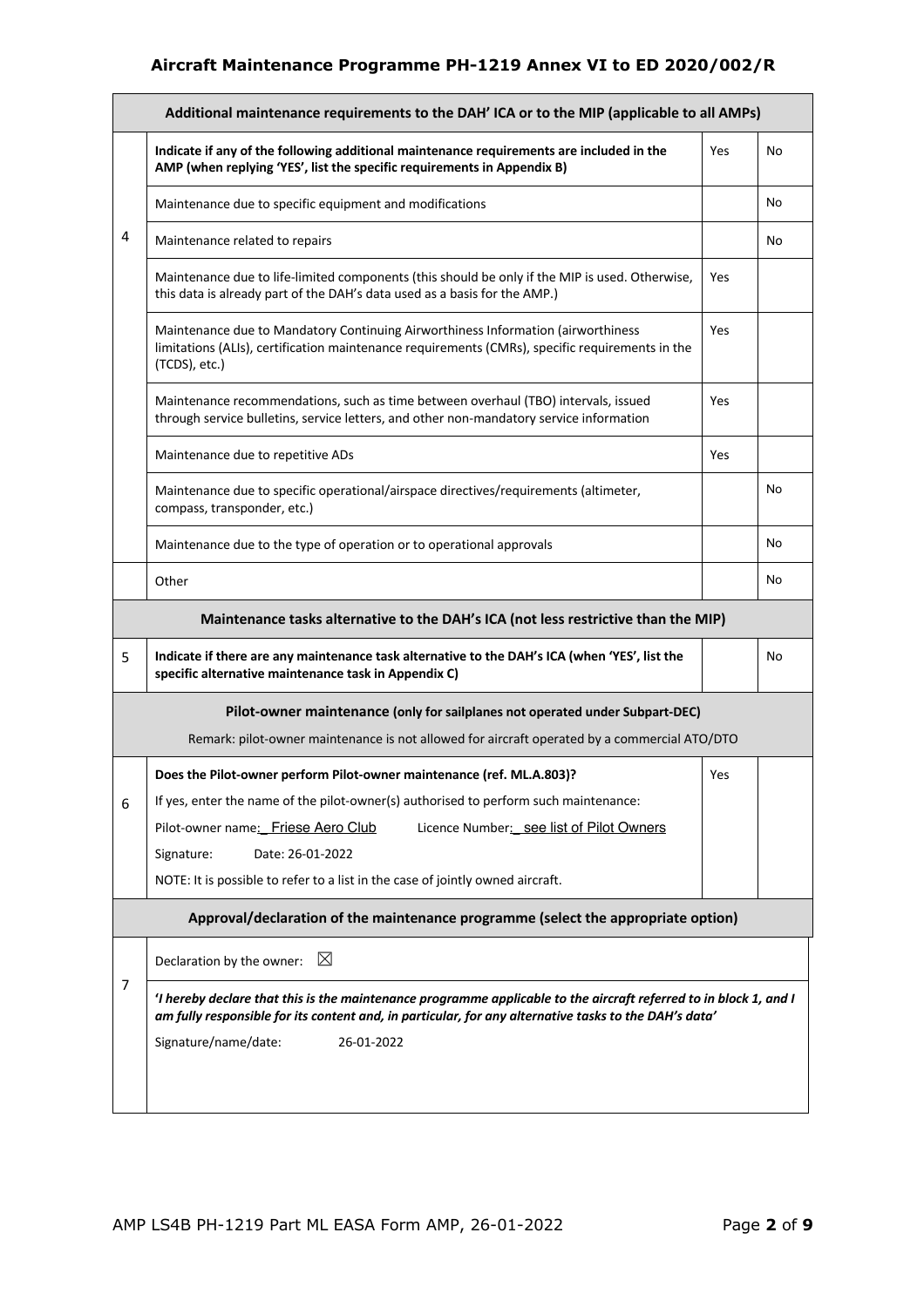| | Additional maintenance requirements to the DAH' ICA or to the MIP (applicable to all AMPs) | | |
|---|---|---|---|
| 4 | **Indicate if any of the following additional maintenance requirements are included in the AMP (when replying 'YES', list the specific requirements in Appendix B)** | Yes | No |
| | Maintenance due to specific equipment and modifications | | No |
| | Maintenance related to repairs | | No |
| | Maintenance due to life-limited components (this should be only if the MIP is used. Otherwise, this data is already part of the DAH's data used as a basis for the AMP.) | Yes | |
| | Maintenance due to Mandatory Continuing Airworthiness Information (airworthiness limitations (ALIs), certification maintenance requirements (CMRs), specific requirements in the (TCDS), etc.) | Yes | |
| | Maintenance recommendations, such as time between overhaul (TBO) intervals, issued through service bulletins, service letters, and other non-mandatory service information | Yes | |
| | Maintenance due to repetitive ADs | Yes | |
| | Maintenance due to specific operational/airspace directives/requirements (altimeter, compass, transponder, etc.) | | No |
| | Maintenance due to the type of operation or to operational approvals | | No |
| | Other | | No |
| | **Maintenance tasks alternative to the DAH's ICA (not less restrictive than the MIP)** | | |
| 5 | **Indicate if there are any maintenance task alternative to the DAH's ICA (when 'YES', list the specific alternative maintenance task in Appendix C)** | | No |
| | **Pilot-owner maintenance (only for sailplanes not operated under Subpart-DEC)**<br>Remark: pilot-owner maintenance is not allowed for aircraft operated by a commercial ATO/DTO | | |
| 6 | **Does the Pilot-owner perform Pilot-owner maintenance (ref. ML.A.803)?**<br>If yes, enter the name of the pilot-owner(s) authorised to perform such maintenance:<br>Pilot-owner name: Friese Aero Club Licence Number: see list of Pilot Owners<br>Signature: Date: 26-01-2022<br>NOTE: It is possible to refer to a list in the case of jointly owned aircraft. | Yes | |
| | **Approval/declaration of the maintenance programme (select the appropriate option)** | | |
| 7 | Declaration by the owner: ☒<br>***'I hereby declare that this is the maintenance programme applicable to the aircraft referred to in block 1, and I am fully responsible for its content and, in particular, for any alternative tasks to the DAH's data'***<br>Signature/name/date: 26-01-2022 | | |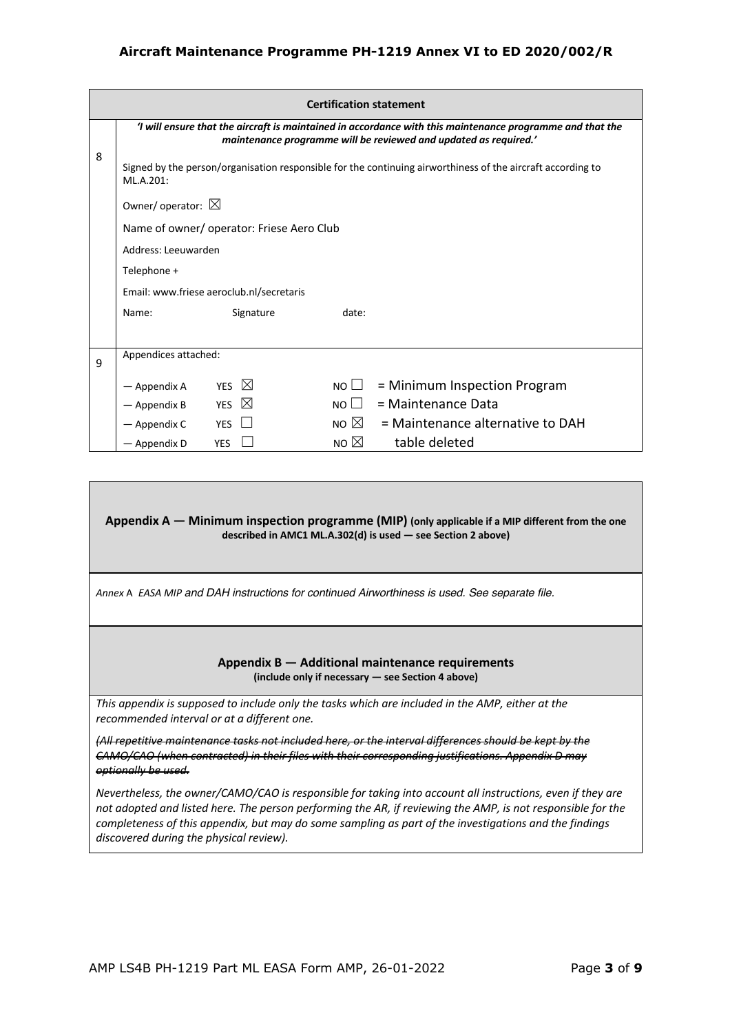| | Certification statement |
|---|---|
| 8 | ***'I will ensure that the aircraft is maintained in accordance with this maintenance programme and that the maintenance programme will be reviewed and updated as required.'***<br><br>Signed by the person/organisation responsible for the continuing airworthiness of the aircraft according to ML.A.201:<br><br>Owner/ operator: ☒<br><br>Name of owner/ operator: Friese Aero Club<br><br>Address: Leeuwarden<br><br>Telephone +<br><br>Email: www.friese aeroclub.nl/secretaris<br><br>Name: Signature date: |
| 9 | Appendices attached:<br><br>— Appendix A YES ☒ NO ☐ = Minimum Inspection Program<br>— Appendix B YES ☒ NO ☐ = Maintenance Data<br>— Appendix C YES ☐ NO ☒ = Maintenance alternative to DAH<br>— Appendix D YES ☐ NO ☒ table deleted |

| **Appendix A — Minimum inspection programme (MIP)** **(only applicable if a MIP different from the one described in AMC1 ML.A.302(d) is used — see Section 2 above)** |
|---|
| *Annex A EASA MIP and DAH instructions for continued Airworthiness is used. See separate file.* |

| **Appendix B — Additional maintenance requirements**<br>**(include only if necessary — see Section 4 above)** |
|---|
| *This appendix is supposed to include only the tasks which are included in the AMP, either at the recommended interval or at a different one.*<br><br>~~*(All repetitive maintenance tasks not included here, or the interval differences should be kept by the CAMO/CAO (when contracted) in their files with their corresponding justifications. Appendix D may optionally be used.*~~<br><br>*Nevertheless, the owner/CAMO/CAO is responsible for taking into account all instructions, even if they are not adopted and listed here. The person performing the AR, if reviewing the AMP, is not responsible for the completeness of this appendix, but may do some sampling as part of the investigations and the findings discovered during the physical review).* |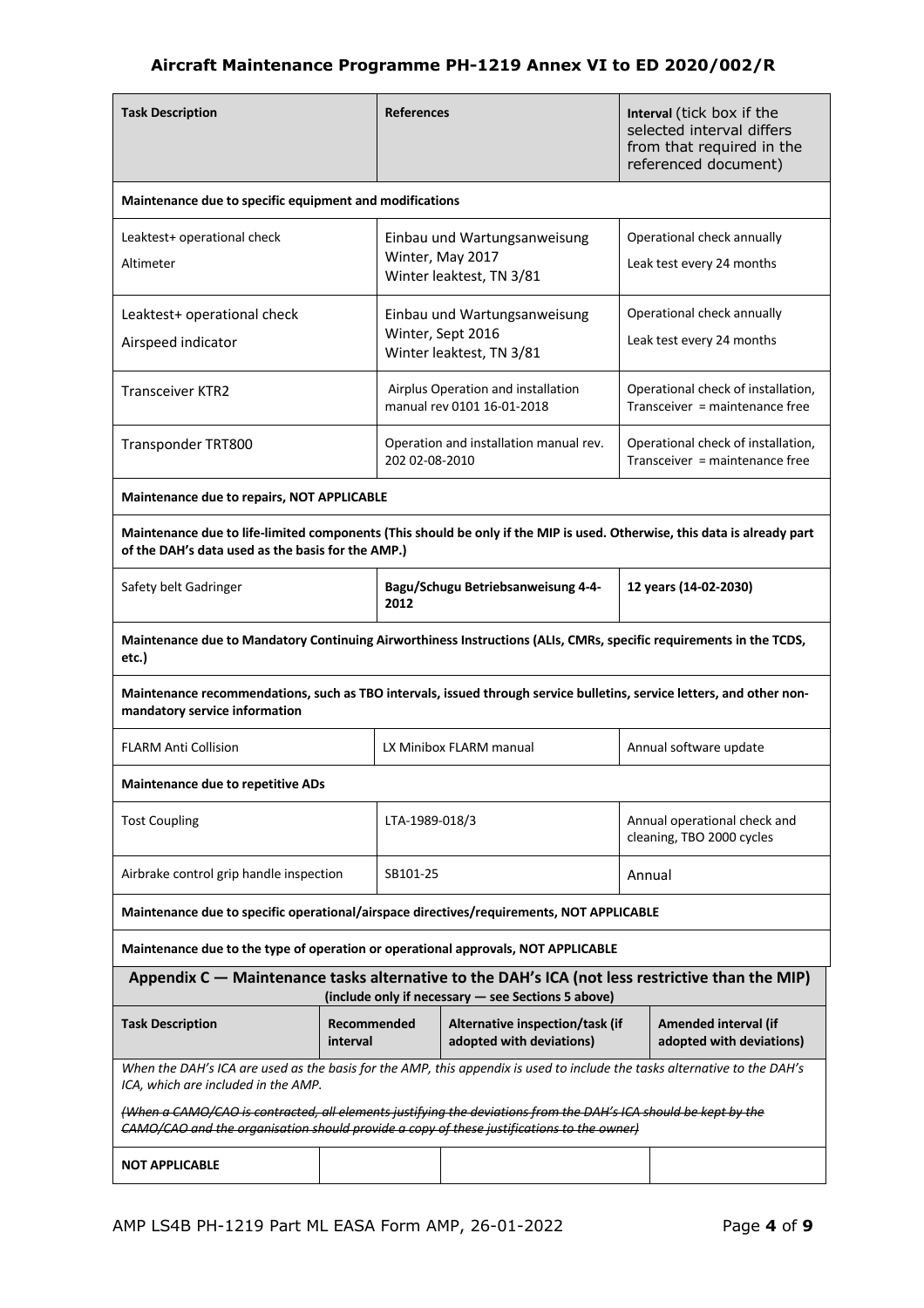| Task Description | References | Interval (tick box if the selected interval differs from that required in the referenced document) |
|---|---|---|
| **Maintenance due to specific equipment and modifications** | | |
| Leaktest+ operational check<br>Altimeter | Einbau und Wartungsanweisung Winter, May 2017<br>Winter leaktest, TN 3/81 | Operational check annually<br>Leak test every 24 months |
| Leaktest+ operational check<br>Airspeed indicator | Einbau und Wartungsanweisung Winter, Sept 2016<br>Winter leaktest, TN 3/81 | Operational check annually<br>Leak test every 24 months |
| Transceiver KTR2 | Airplus Operation and installation manual rev 0101 16-01-2018 | Operational check of installation, Transceiver = maintenance free |
| Transponder TRT800 | Operation and installation manual rev. 202 02-08-2010 | Operational check of installation, Transceiver = maintenance free |
| **Maintenance due to repairs, NOT APPLICABLE** | | |
| **Maintenance due to life-limited components (This should be only if the MIP is used. Otherwise, this data is already part of the DAH's data used as the basis for the AMP.)** | | |
| Safety belt Gadringer | **Bagu/Schugu Betriebsanweisung 4-4-2012** | **12 years (14-02-2030)** |
| **Maintenance due to Mandatory Continuing Airworthiness Instructions (ALIs, CMRs, specific requirements in the TCDS, etc.)** | | |
| **Maintenance recommendations, such as TBO intervals, issued through service bulletins, service letters, and other non-mandatory service information** | | |
| FLARM Anti Collision | LX Minibox FLARM manual | Annual software update |
| **Maintenance due to repetitive ADs** | | |
| Tost Coupling | LTA-1989-018/3 | Annual operational check and cleaning, TBO 2000 cycles |
| Airbrake control grip handle inspection | SB101-25 | Annual |
| **Maintenance due to specific operational/airspace directives/requirements, NOT APPLICABLE** | | |
| **Maintenance due to the type of operation or operational approvals, NOT APPLICABLE** | | |

## Appendix C — Maintenance tasks alternative to the DAH's ICA (not less restrictive than the MIP)

**(include only if necessary — see Sections 5 above)**

| Task Description | Recommended interval | Alternative inspection/task (if adopted with deviations) | Amended interval (if adopted with deviations) |
|---|---|---|---|
| *When the DAH's ICA are used as the basis for the AMP, this appendix is used to include the tasks alternative to the DAH's ICA, which are included in the AMP.*<br><br>~~*(When a CAMO/CAO is contracted, all elements justifying the deviations from the DAH's ICA should be kept by the CAMO/CAO and the organisation should provide a copy of these justifications to the owner)*~~ | | | |
| **NOT APPLICABLE** | | | |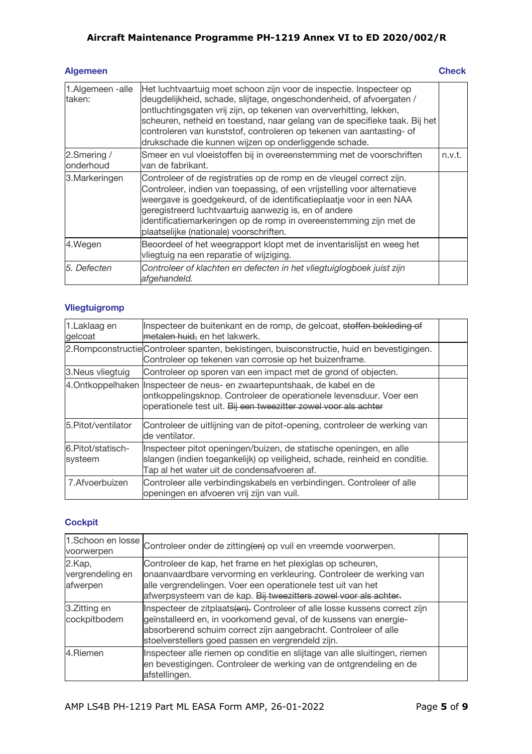## Algemeen

| Algemeen | | Check |
|---|---|---|
| 1.Algemeen -alle taken: | Het luchtvaartuig moet schoon zijn voor de inspectie. Inspecteer op deugdelijkheid, schade, slijtage, ongeschondenheid, of afvoergaten / ontluchtingsgaten vrij zijn, op tekenen van oververhitting, lekken, scheuren, netheid en toestand, naar gelang van de specifieke taak. Bij het controleren van kunststof, controleren op tekenen van aantasting- of drukschade die kunnen wijzen op onderliggende schade. | |
| 2.Smering / onderhoud | Smeer en vul vloeistoffen bij in overeenstemming met de voorschriften van de fabrikant. | n.v.t. |
| 3.Markeringen | Controleer of de registraties op de romp en de vleugel correct zijn. Controleer, indien van toepassing, of een vrijstelling voor alternatieve weergave is goedgekeurd, of de identificatieplaatje voor in een NAA geregistreerd luchtvaartuig aanwezig is, en of andere identificatiemarkeringen op de romp in overeenstemming zijn met de plaatselijke (nationale) voorschriften. | |
| 4.Wegen | Beoordeel of het weegrapport klopt met de inventarislijst en weeg het vliegtuig na een reparatie of wijziging. | |
| *5. Defecten* | *Controleer of klachten en defecten in het vliegtuiglogboek juist zijn afgehandeld.* | |

## Vliegtuigromp

| | | |
|---|---|---|
| 1.Laklaag en gelcoat | Inspecteer de buitenkant en de romp, de gelcoat, ~~stoffen bekleding of metalen huid,~~ en het lakwerk. | |
| 2.Rompconstructie | Controleer spanten, bekistingen, buisconstructie, huid en bevestigingen. Controleer op tekenen van corrosie op het buizenframe. | |
| 3.Neus vliegtuig | Controleer op sporen van een impact met de grond of objecten. | |
| 4.Ontkoppelhaken | Inspecteer de neus- en zwaartepuntshaak, de kabel en de ontkoppelingsknop. Controleer de operationele levensduur. Voer een operationele test uit. ~~Bij een tweezitter zowel voor als achter~~ | |
| 5.Pitot/ventilator | Controleer de uitlijning van de pitot-opening, controleer de werking van de ventilator. | |
| 6.Pitot/statisch-systeem | Inspecteer pitot openingen/buizen, de statische openingen, en alle slangen (indien toegankelijk) op veiligheid, schade, reinheid en conditie. Tap al het water uit de condensafvoeren af. | |
| 7.Afvoerbuizen | Controleer alle verbindingskabels en verbindingen. Controleer of alle openingen en afvoeren vrij zijn van vuil. | |

## Cockpit

| | | |
|---|---|---|
| 1.Schoon en losse voorwerpen | Controleer onder de zitting~~(en)~~ op vuil en vreemde voorwerpen. | |
| 2.Kap, vergrendeling en afwerpen | Controleer de kap, het frame en het plexiglas op scheuren, onaanvaardbare vervorming en verkleuring. Controleer de werking van alle vergrendelingen. Voer een operationele test uit van het afwerpsysteem van de kap. ~~Bij tweezitters zowel voor als achter.~~ | |
| 3.Zitting en cockpitbodem | Inspecteer de zitplaats~~(en).~~ Controleer of alle losse kussens correct zijn geïnstalleerd en, in voorkomend geval, of de kussens van energie-absorberend schuim correct zijn aangebracht. Controleer of alle stoelverstellers goed passen en vergrendeld zijn. | |
| 4.Riemen | Inspecteer alle riemen op conditie en slijtage van alle sluitingen, riemen en bevestigingen. Controleer de werking van de ontgrendeling en de afstellingen. | |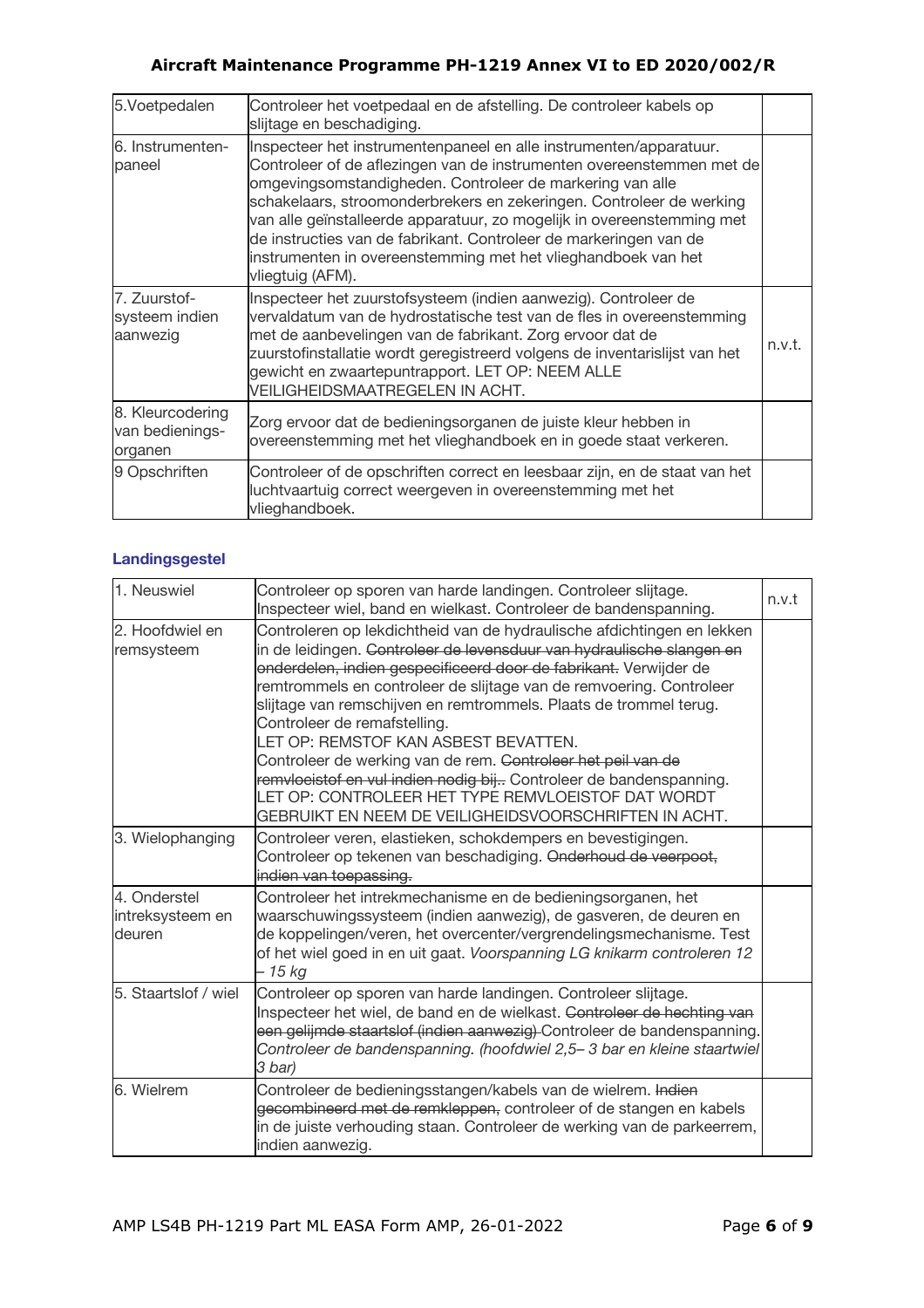| 5.Voetpedalen | Controleer het voetpedaal en de afstelling. De controleer kabels op slijtage en beschadiging. | |
|---|---|---|
| 6. Instrumenten-paneel | Inspecteer het instrumentenpaneel en alle instrumenten/apparatuur. Controleer of de aflezingen van de instrumenten overeenstemmen met de omgevingsomstandigheden. Controleer de markering van alle schakelaars, stroomonderbrekers en zekeringen. Controleer de werking van alle geïnstalleerde apparatuur, zo mogelijk in overeenstemming met de instructies van de fabrikant. Controleer de markeringen van de instrumenten in overeenstemming met het vlieghandboek van het vliegtuig (AFM). | |
| 7. Zuurstof-systeem indien aanwezig | Inspecteer het zuurstofsysteem (indien aanwezig). Controleer de vervaldatum van de hydrostatische test van de fles in overeenstemming met de aanbevelingen van de fabrikant. Zorg ervoor dat de zuurstofinstallatie wordt geregistreerd volgens de inventarislijst van het gewicht en zwaartepuntrapport. LET OP: NEEM ALLE VEILIGHEIDSMAATREGELEN IN ACHT. | n.v.t. |
| 8. Kleurcodering van bedienings-organen | Zorg ervoor dat de bedieningsorganen de juiste kleur hebben in overeenstemming met het vlieghandboek en in goede staat verkeren. | |
| 9 Opschriften | Controleer of de opschriften correct en leesbaar zijn, en de staat van het luchtvaartuig correct weergeven in overeenstemming met het vlieghandboek. | |

### Landingsgestel

| 1. Neuswiel | Controleer op sporen van harde landingen. Controleer slijtage. Inspecteer wiel, band en wielkast. Controleer de bandenspanning. | n.v.t |
|---|---|---|
| 2. Hoofdwiel en remsysteem | Controleren op lekdichtheid van de hydraulische afdichtingen en lekken in de leidingen. ~~Controleer de levensduur van hydraulische slangen en onderdelen, indien gespecificeerd door de fabrikant.~~ Verwijder de remtrommels en controleer de slijtage van de remvoering. Controleer slijtage van remschijven en remtrommels. Plaats de trommel terug. Controleer de remafstelling. LET OP: REMSTOF KAN ASBEST BEVATTEN. Controleer de werking van de rem. ~~Controleer het peil van de remvloeistof en vul indien nodig bij..~~ Controleer de bandenspanning. LET OP: CONTROLEER HET TYPE REMVLOEISTOF DAT WORDT GEBRUIKT EN NEEM DE VEILIGHEIDSVOORSCHRIFTEN IN ACHT. | |
| 3. Wielophanging | Controleer veren, elastieken, schokdempers en bevestigingen. Controleer op tekenen van beschadiging. ~~Onderhoud de veerpoot, indien van toepassing.~~ | |
| 4. Onderstel intreksysteem en deuren | Controleer het intrekmechanisme en de bedieningsorganen, het waarschuwingssysteem (indien aanwezig), de gasveren, de deuren en de koppelingen/veren, het overcenter/vergrendelingsmechanisme. Test of het wiel goed in en uit gaat. *Voorspanning LG knikarm controleren 12 – 15 kg* | |
| 5. Staartslof / wiel | Controleer op sporen van harde landingen. Controleer slijtage. Inspecteer het wiel, de band en de wielkast. ~~Controleer de hechting van een gelijmde staartslof (indien aanwezig)~~ Controleer de bandenspanning. *Controleer de bandenspanning. (hoofdwiel 2,5– 3 bar en kleine staartwiel 3 bar)* | |
| 6. Wielrem | Controleer de bedieningsstangen/kabels van de wielrem. ~~Indien gecombineerd met de remkleppen,~~ controleer of de stangen en kabels in de juiste verhouding staan. Controleer de werking van de parkeerrem, indien aanwezig. | |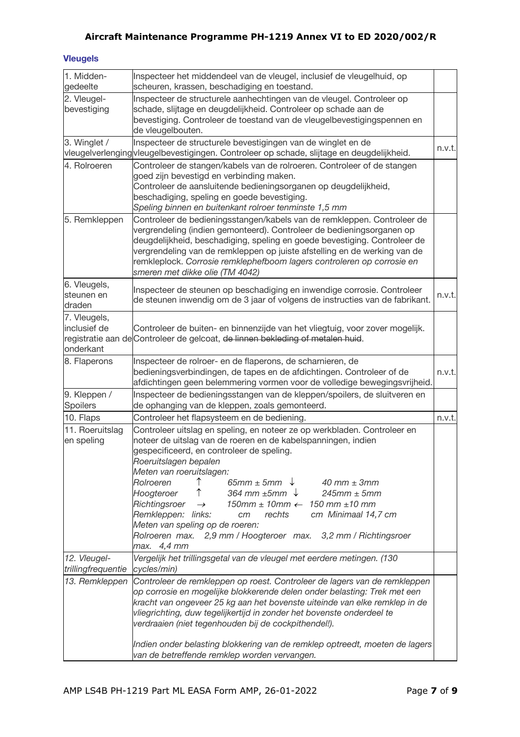### Vleugels

| | | |
|---|---|---|
| 1. Middengedeelte | Inspecteer het middendeel van de vleugel, inclusief de vleugelhuid, op scheuren, krassen, beschadiging en toestand. | |
| 2. Vleugelbevestiging | Inspecteer de structurele aanhechtingen van de vleugel. Controleer op schade, slijtage en deugdelijkheid. Controleer op schade aan de bevestiging. Controleer de toestand van de vleugelbevestigingspennen en de vleugelbouten. | |
| 3. Winglet / vleugelverlenging | Inspecteer de structurele bevestigingen van de winglet en de vleugelbevestigingen. Controleer op schade, slijtage en deugdelijkheid. | n.v.t. |
| 4. Rolroeren | Controleer de stangen/kabels van de rolroeren. Controleer of de stangen goed zijn bevestigd en verbinding maken.<br>Controleer de aansluitende bedieningsorganen op deugdelijkheid, beschadiging, speling en goede bevestiging.<br>*Speling binnen en buitenkant rolroer tenminste 1,5 mm* | |
| 5. Remkleppen | Controleer de bedieningsstangen/kabels van de remkleppen. Controleer de vergrendeling (indien gemonteerd). Controleer de bedieningsorganen op deugdelijkheid, beschadiging, speling en goede bevestiging. Controleer de vergrendeling van de remkleppen op juiste afstelling en de werking van de remkleplock. *Corrosie remklephefboom lagers controleren op corrosie en smeren met dikke olie (TM 4042)* | |
| 6. Vleugels, steunen en draden | Inspecteer de steunen op beschadiging en inwendige corrosie. Controleer de steunen inwendig om de 3 jaar of volgens de instructies van de fabrikant. | n.v.t. |
| 7. Vleugels, inclusief de registratie aan de onderkant | Controleer de buiten- en binnenzijde van het vliegtuig, voor zover mogelijk. Controleer de gelcoat, ~~de linnen bekleding of metalen huid~~. | |
| 8. Flaperons | Inspecteer de rolroer- en de flaperons, de scharnieren, de bedieningsverbindingen, de tapes en de afdichtingen. Controleer of de afdichtingen geen belemmering vormen voor de volledige bewegingsvrijheid. | n.v.t. |
| 9. Kleppen / Spoilers | Inspecteer de bedieningsstangen van de kleppen/spoilers, de sluitveren en de ophanging van de kleppen, zoals gemonteerd. | |
| 10. Flaps | Controleer het flapsysteem en de bediening. | n.v.t. |
| 11. Roeruitslag en speling | Controleer uitslag en speling, en noteer ze op werkbladen. Controleer en noteer de uitslag van de roeren en de kabelspanningen, indien gespecificeerd, en controleer de speling.<br>*Roeruitslagen bepalen*<br>*Meten van roeruitslagen:*<br>*Rolroeren ↑ 65mm ± 5mm ↓ 40 mm ± 3mm*<br>*Hoogteroer ↑ 364 mm ±5mm ↓ 245mm ± 5mm*<br>*Richtingsroer → 150mm ± 10mm ← 150 mm ±10 mm*<br>*Remkleppen: links: cm rechts cm Minimaal 14,7 cm*<br>*Meten van speling op de roeren:*<br>*Rolroeren max. 2,9 mm / Hoogteroer max. 3,2 mm / Richtingsroer max. 4,4 mm* | |
| *12. Vleugel-trillingfrequentie* | *Vergelijk het trillingsgetal van de vleugel met eerdere metingen. (130 cycles/min)* | |
| *13. Remkleppen* | *Controleer de remkleppen op roest. Controleer de lagers van de remkleppen op corrosie en mogelijke blokkerende delen onder belasting: Trek met een kracht van ongeveer 25 kg aan het bovenste uiteinde van elke remklep in de vliegrichting, duw tegelijkertijd in zonder het bovenste onderdeel te verdraaien (niet tegenhouden bij de cockpithendel!).*<br><br>*Indien onder belasting blokkering van de remklep optreedt, moeten de lagers van de betreffende remklep worden vervangen.* | |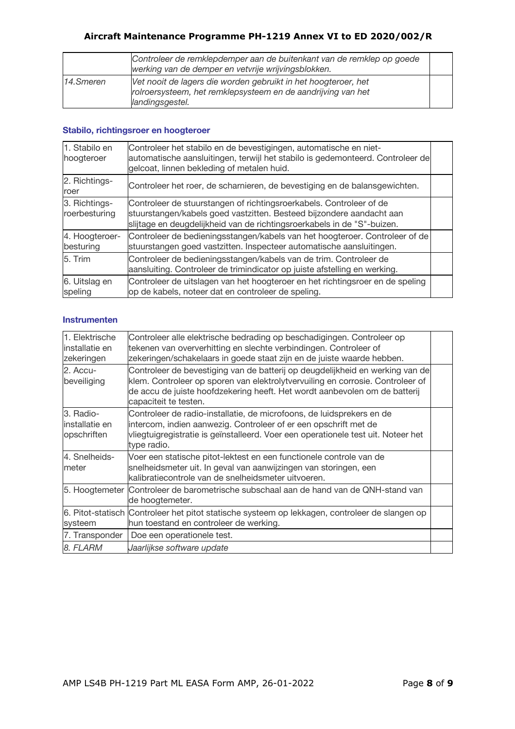| | | |
|---|---|---|
| | *Controleer de remklepdemper aan de buitenkant van de remklep op goede werking van de demper en vetvrije wrijvingsblokken.* | |
| *14.Smeren* | *Vet nooit de lagers die worden gebruikt in het hoogteroer, het rolroersysteem, het remklepsysteem en de aandrijving van het landingsgestel.* | |

### Stabilo, richtingsroer en hoogteroer

| | | |
|---|---|---|
| 1. Stabilo en hoogteroer | Controleer het stabilo en de bevestigingen, automatische en niet-automatische aansluitingen, terwijl het stabilo is gedemonteerd. Controleer de gelcoat, linnen bekleding of metalen huid. | |
| 2. Richtings-roer | Controleer het roer, de scharnieren, de bevestiging en de balansgewichten. | |
| 3. Richtings-roerbesturing | Controleer de stuurstangen of richtingsroerkabels. Controleer of de stuurstangen/kabels goed vastzitten. Besteed bijzondere aandacht aan slijtage en deugdelijkheid van de richtingsroerkabels in de "S"-buizen. | |
| 4. Hoogteroer-besturing | Controleer de bedieningsstangen/kabels van het hoogteroer. Controleer of de stuurstangen goed vastzitten. Inspecteer automatische aansluitingen. | |
| 5. Trim | Controleer de bedieningsstangen/kabels van de trim. Controleer de aansluiting. Controleer de trimindicator op juiste afstelling en werking. | |
| 6. Uitslag en speling | Controleer de uitslagen van het hoogteroer en het richtingsroer en de speling op de kabels, noteer dat en controleer de speling. | |

### Instrumenten

| | | |
|---|---|---|
| 1. Elektrische installatie en zekeringen | Controleer alle elektrische bedrading op beschadigingen. Controleer op tekenen van oververhitting en slechte verbindingen. Controleer of zekeringen/schakelaars in goede staat zijn en de juiste waarde hebben. | |
| 2. Accu-beveiliging | Controleer de bevestiging van de batterij op deugdelijkheid en werking van de klem. Controleer op sporen van elektrolytvervuiling en corrosie. Controleer of de accu de juiste hoofdzekering heeft. Het wordt aanbevolen om de batterij capaciteit te testen. | |
| 3. Radio-installatie en opschriften | Controleer de radio-installatie, de microfoons, de luidsprekers en de intercom, indien aanwezig. Controleer of er een opschrift met de vliegtuigregistratie is geïnstalleerd. Voer een operationele test uit. Noteer het type radio. | |
| 4. Snelheids-meter | Voer een statische pitot-lektest en een functionele controle van de snelheidsmeter uit. In geval van aanwijzingen van storingen, een kalibratiecontrole van de snelheidsmeter uitvoeren. | |
| 5. Hoogtemeter | Controleer de barometrische subschaal aan de hand van de QNH-stand van de hoogtemeter. | |
| 6. Pitot-statisch systeem | Controleer het pitot statische systeem op lekkagen, controleer de slangen op hun toestand en controleer de werking. | |
| 7. Transponder | Doe een operationele test. | |
| *8. FLARM* | *Jaarlijkse software update* | |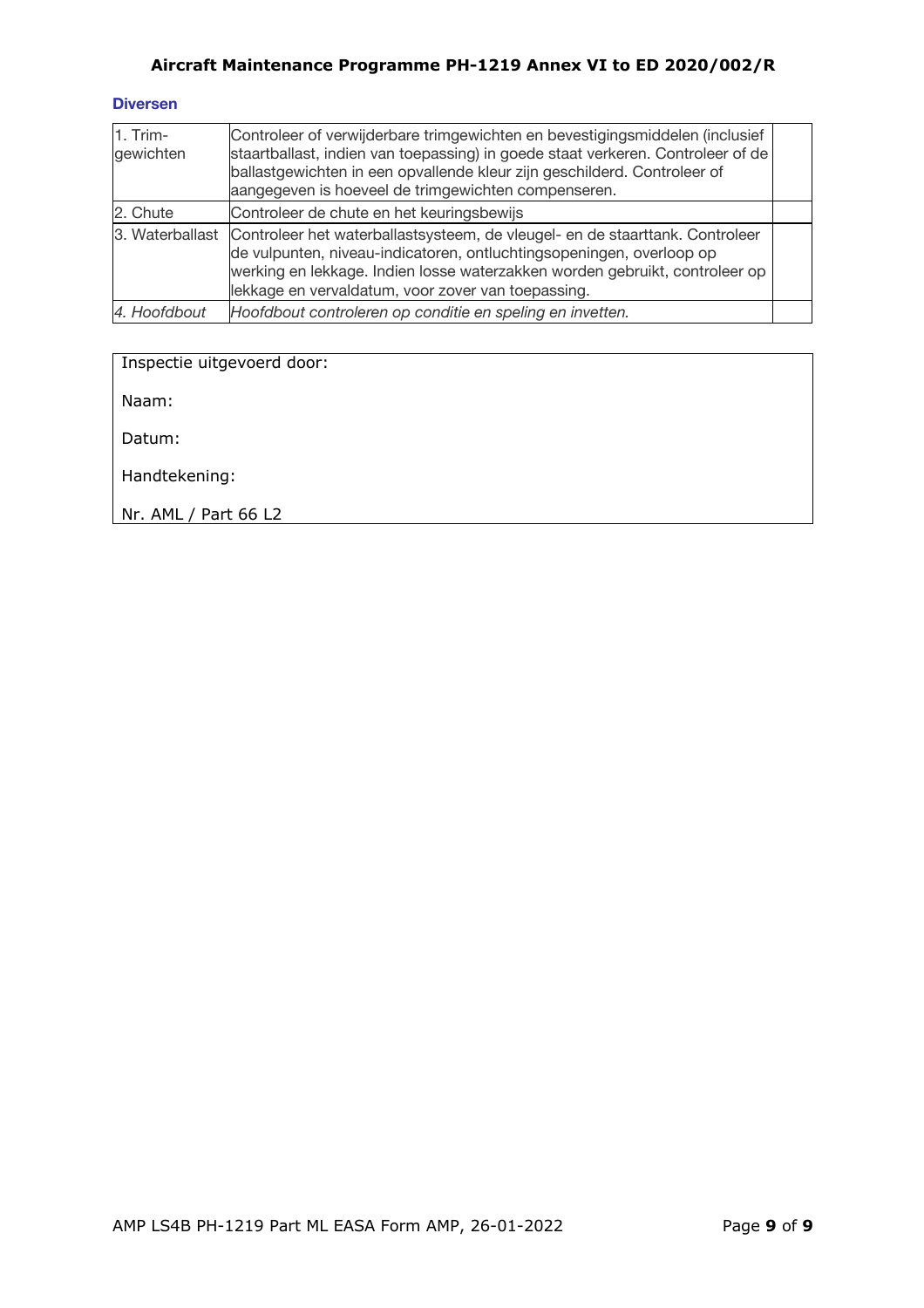### Diversen

| | | |
|---|---|---|
| 1. Trim-gewichten | Controleer of verwijderbare trimgewichten en bevestigingsmiddelen (inclusief staartballast, indien van toepassing) in goede staat verkeren. Controleer of de ballastgewichten in een opvallende kleur zijn geschilderd. Controleer of aangegeven is hoeveel de trimgewichten compenseren. | |
| 2. Chute | Controleer de chute en het keuringsbewijs | |
| 3. Waterballast | Controleer het waterballastsysteem, de vleugel- en de staarttank. Controleer de vulpunten, niveau-indicatoren, ontluchtingsopeningen, overloop op werking en lekkage. Indien losse waterzakken worden gebruikt, controleer op lekkage en vervaldatum, voor zover van toepassing. | |
| *4. Hoofdbout* | *Hoofdbout controleren op conditie en speling en invetten.* | |

| |
|---|
| Inspectie uitgevoerd door: |
| Naam: |
| Datum: |
| Handtekening: |
| Nr. AML / Part 66 L2 |